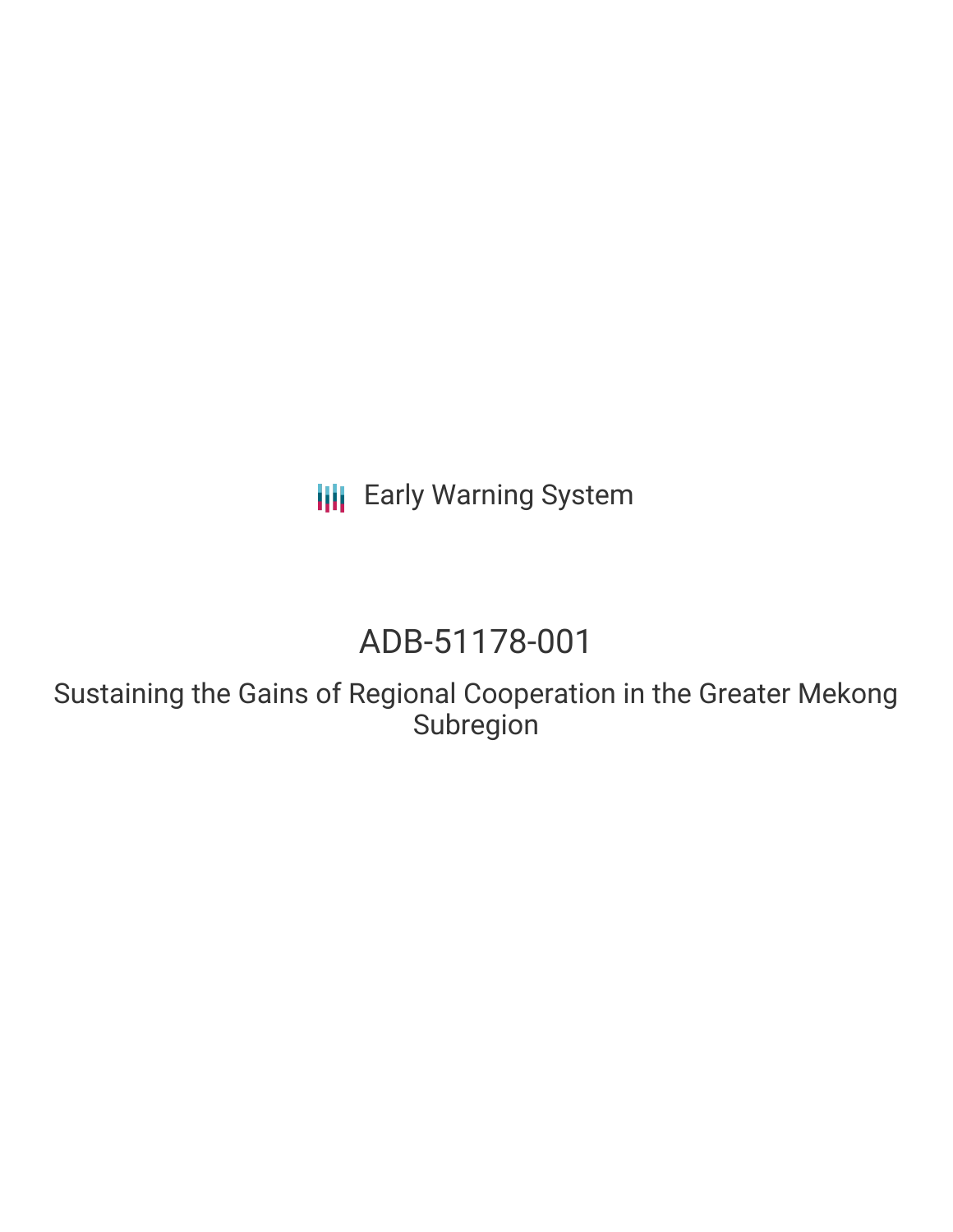Early Warning System

# ADB-51178-001

## Sustaining the Gains of Regional Cooperation in the Greater Mekong Subregion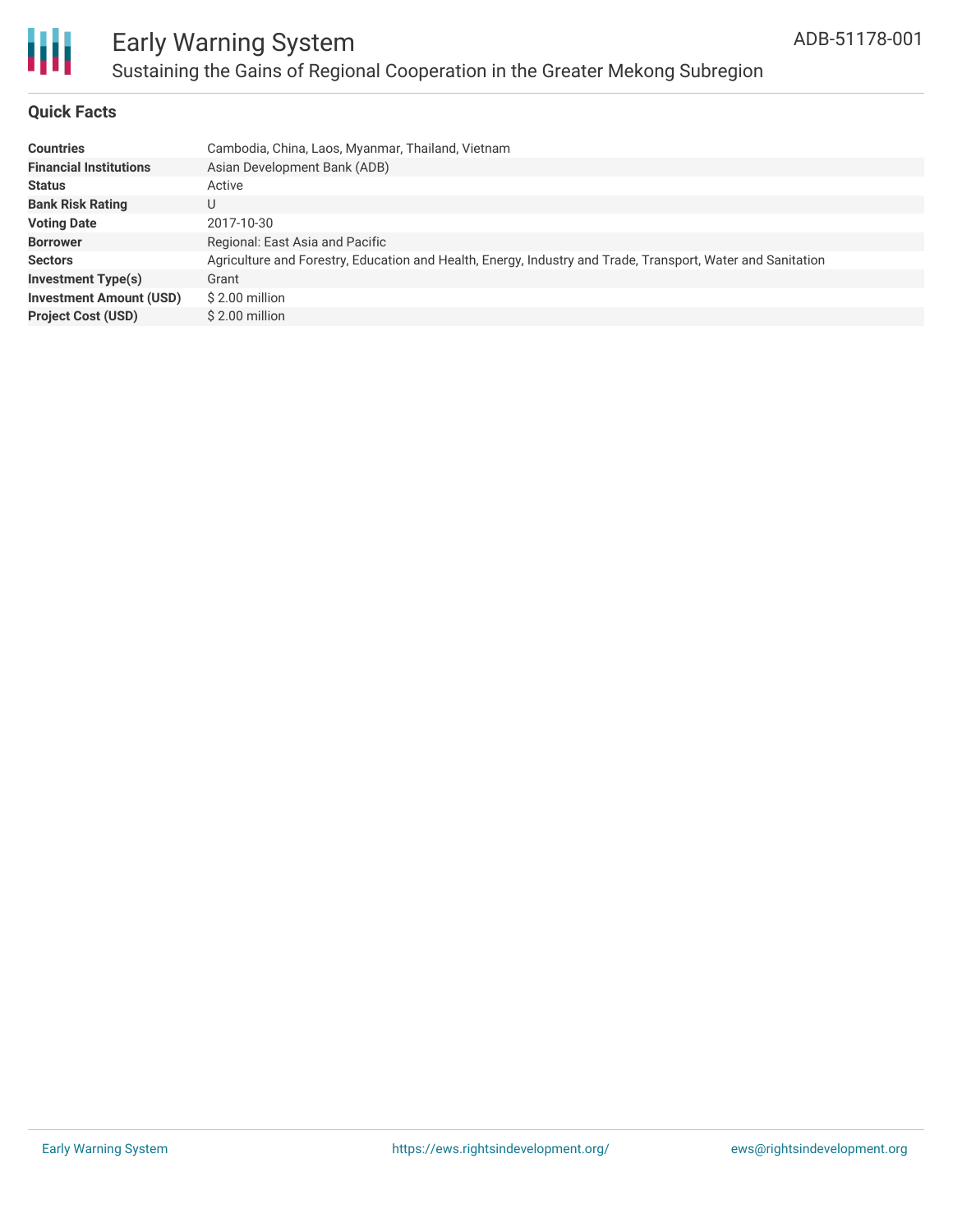## Quick Facts

| | |
|---|---|
| **Countries** | Cambodia, China, Laos, Myanmar, Thailand, Vietnam |
| **Financial Institutions** | Asian Development Bank (ADB) |
| **Status** | Active |
| **Bank Risk Rating** | U |
| **Voting Date** | 2017-10-30 |
| **Borrower** | Regional: East Asia and Pacific |
| **Sectors** | Agriculture and Forestry, Education and Health, Energy, Industry and Trade, Transport, Water and Sanitation |
| **Investment Type(s)** | Grant |
| **Investment Amount (USD)** | $ 2.00 million |
| **Project Cost (USD)** | $ 2.00 million |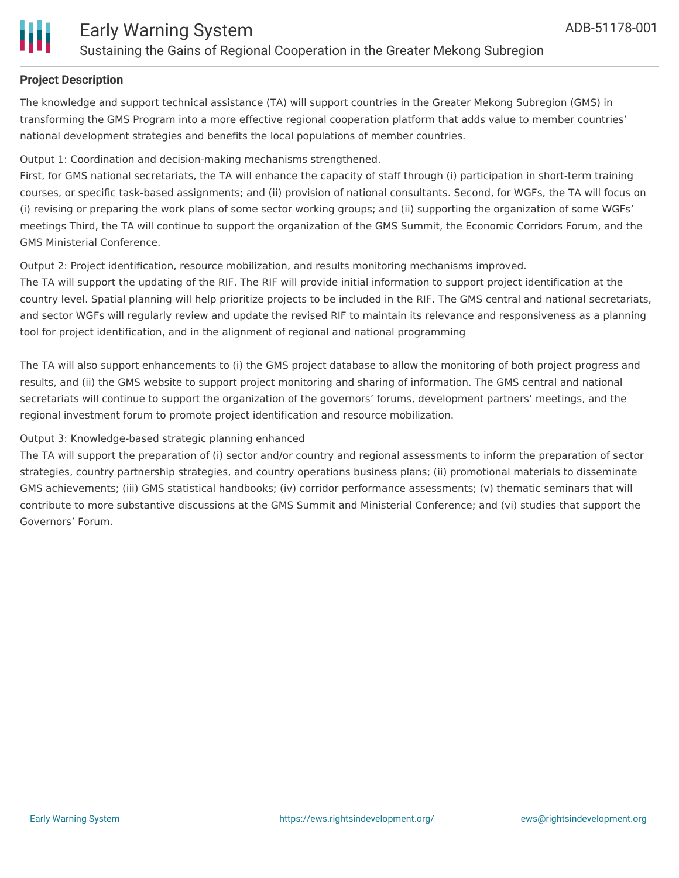**Project Description**

The knowledge and support technical assistance (TA) will support countries in the Greater Mekong Subregion (GMS) in transforming the GMS Program into a more effective regional cooperation platform that adds value to member countries' national development strategies and benefits the local populations of member countries.

Output 1: Coordination and decision-making mechanisms strengthened.
First, for GMS national secretariats, the TA will enhance the capacity of staff through (i) participation in short-term training courses, or specific task-based assignments; and (ii) provision of national consultants. Second, for WGFs, the TA will focus on (i) revising or preparing the work plans of some sector working groups; and (ii) supporting the organization of some WGFs' meetings Third, the TA will continue to support the organization of the GMS Summit, the Economic Corridors Forum, and the GMS Ministerial Conference.

Output 2: Project identification, resource mobilization, and results monitoring mechanisms improved.
The TA will support the updating of the RIF. The RIF will provide initial information to support project identification at the country level. Spatial planning will help prioritize projects to be included in the RIF. The GMS central and national secretariats, and sector WGFs will regularly review and update the revised RIF to maintain its relevance and responsiveness as a planning tool for project identification, and in the alignment of regional and national programming

The TA will also support enhancements to (i) the GMS project database to allow the monitoring of both project progress and results, and (ii) the GMS website to support project monitoring and sharing of information. The GMS central and national secretariats will continue to support the organization of the governors' forums, development partners' meetings, and the regional investment forum to promote project identification and resource mobilization.

Output 3: Knowledge-based strategic planning enhanced
The TA will support the preparation of (i) sector and/or country and regional assessments to inform the preparation of sector strategies, country partnership strategies, and country operations business plans; (ii) promotional materials to disseminate GMS achievements; (iii) GMS statistical handbooks; (iv) corridor performance assessments; (v) thematic seminars that will contribute to more substantive discussions at the GMS Summit and Ministerial Conference; and (vi) studies that support the Governors' Forum.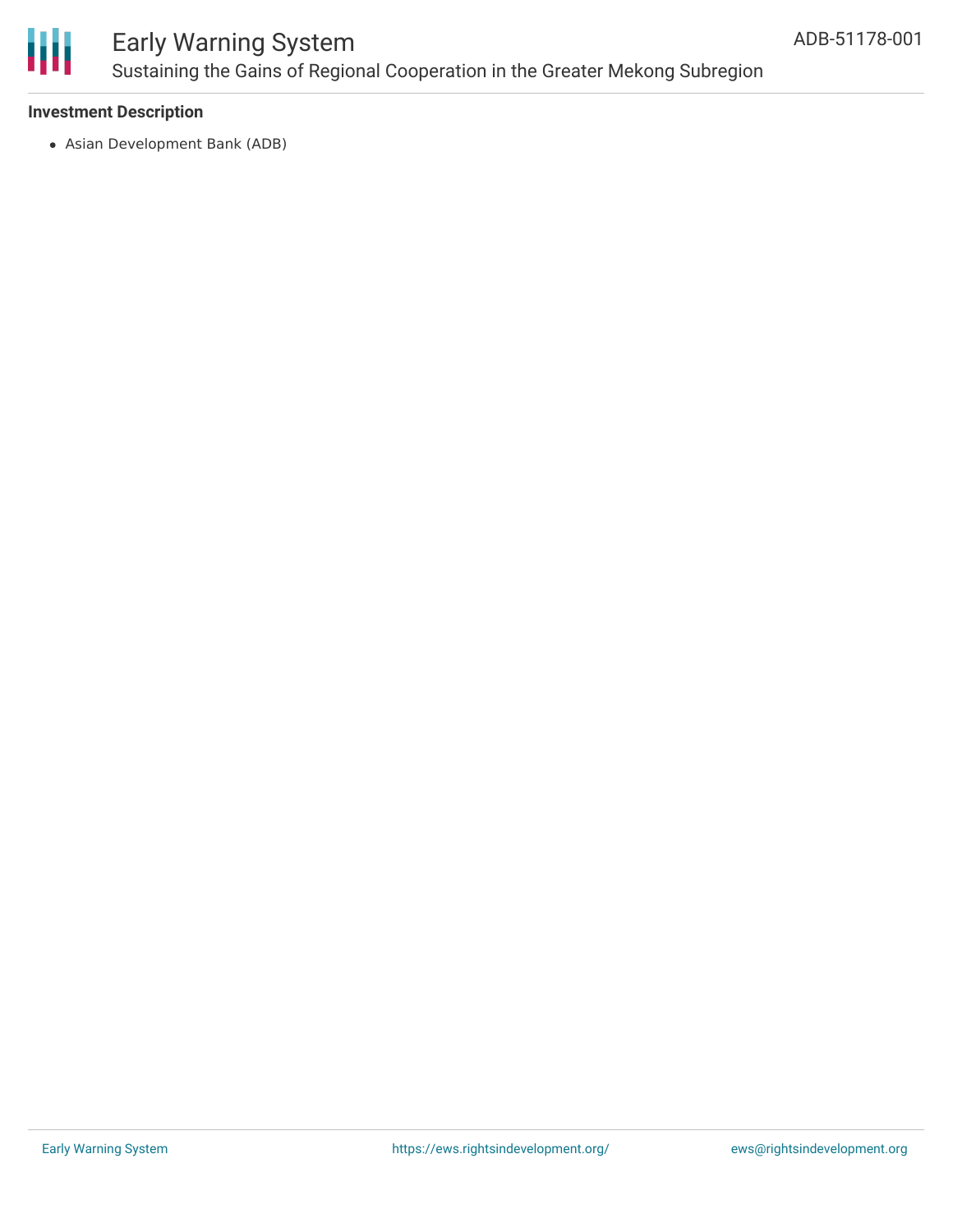**Investment Description**

- Asian Development Bank (ADB)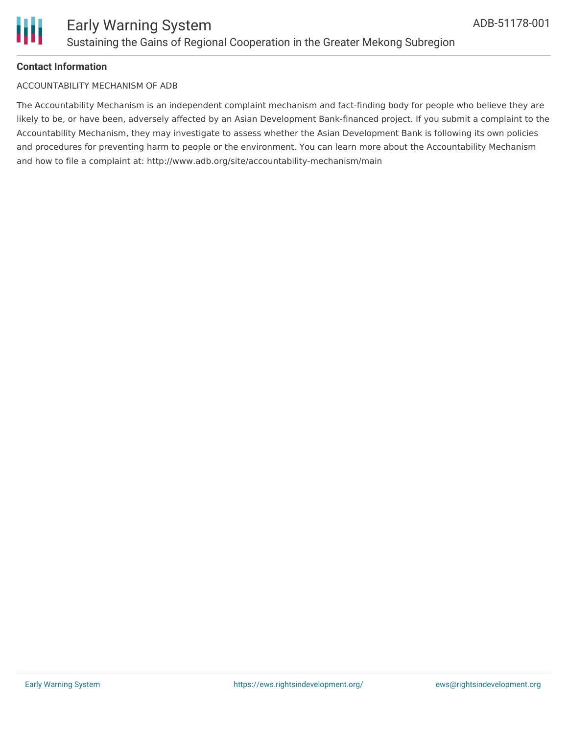## Contact Information

ACCOUNTABILITY MECHANISM OF ADB

The Accountability Mechanism is an independent complaint mechanism and fact-finding body for people who believe they are likely to be, or have been, adversely affected by an Asian Development Bank-financed project. If you submit a complaint to the Accountability Mechanism, they may investigate to assess whether the Asian Development Bank is following its own policies and procedures for preventing harm to people or the environment. You can learn more about the Accountability Mechanism and how to file a complaint at: http://www.adb.org/site/accountability-mechanism/main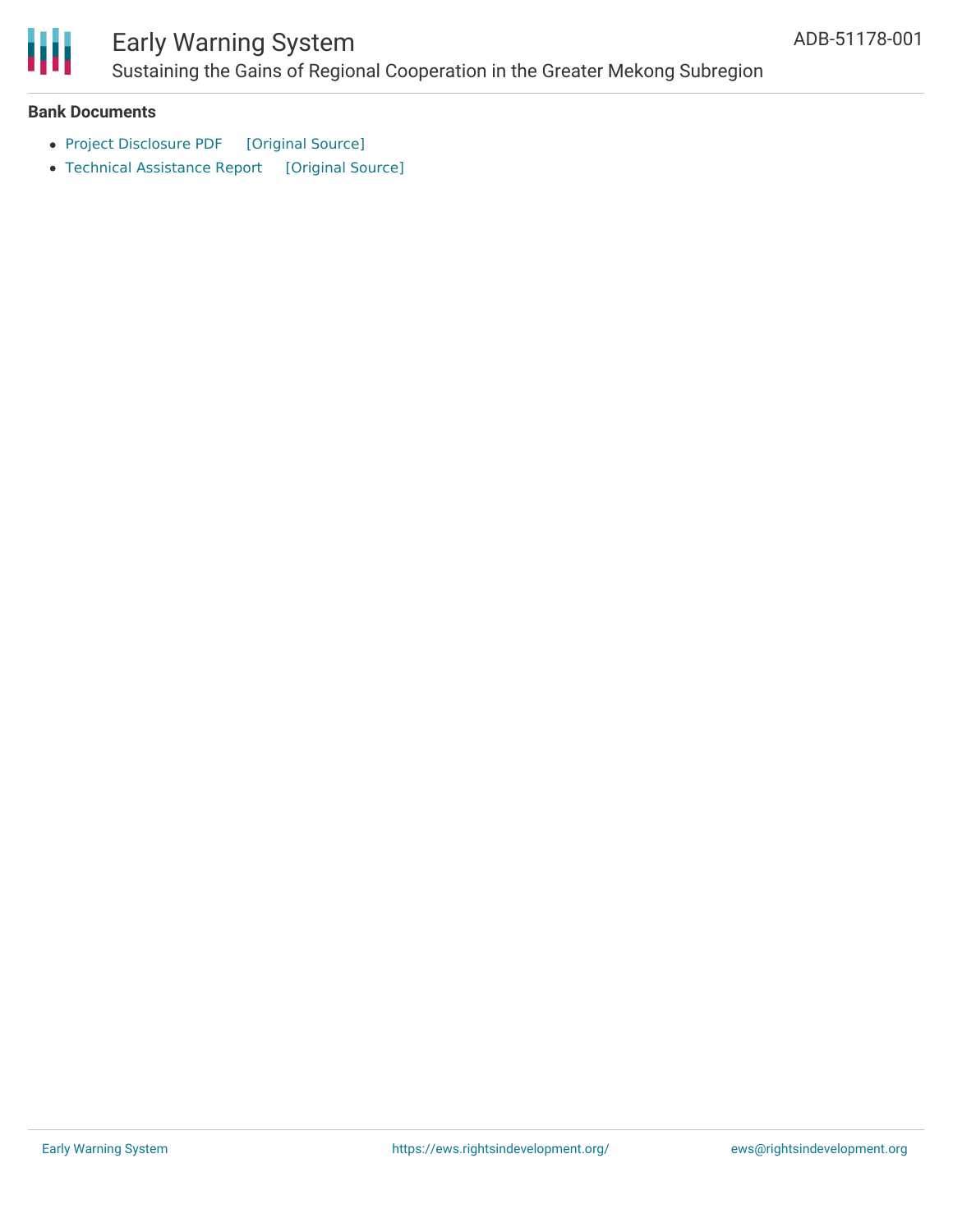### Bank Documents

- Project Disclosure PDF [Original Source]
- Technical Assistance Report [Original Source]